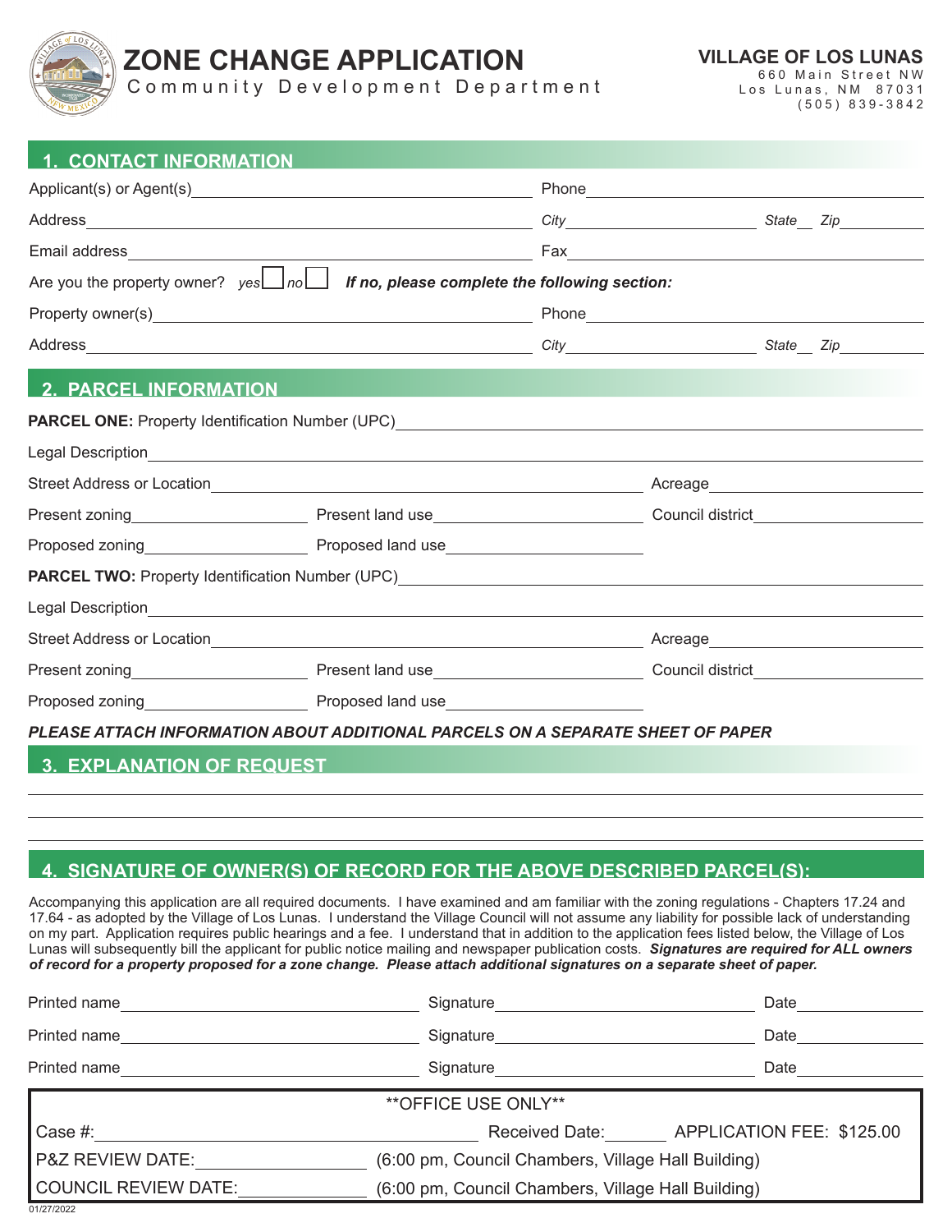# ZONE CHANGE APPLICATION

Community Development Department

**VILLAGE OF LOS LUNAS**
660 Main Street NW
Los Lunas, NM 87031
(505) 839-3842

## 1. CONTACT INFORMATION

Applicant(s) or Agent(s)\_\_\_\_\_\_\_\_\_\_\_\_\_\_\_\_\_\_\_\_ Phone\_\_\_\_\_\_\_\_\_\_\_\_\_\_\_\_\_\_\_\_

Address\_\_\_\_\_\_\_\_\_\_\_\_\_\_\_\_\_\_\_\_ *City*\_\_\_\_\_\_\_\_\_\_ *State*\_\_ *Zip*\_\_\_\_\_\_

Email address\_\_\_\_\_\_\_\_\_\_\_\_\_\_\_\_\_\_\_\_ Fax\_\_\_\_\_\_\_\_\_\_\_\_\_\_\_\_\_\_\_\_

Are you the property owner? *yes* ☐ *no* ☐ ***If no, please complete the following section:***

Property owner(s)\_\_\_\_\_\_\_\_\_\_\_\_\_\_\_\_\_\_\_\_ Phone\_\_\_\_\_\_\_\_\_\_\_\_\_\_\_\_\_\_\_\_

Address\_\_\_\_\_\_\_\_\_\_\_\_\_\_\_\_\_\_\_\_ *City*\_\_\_\_\_\_\_\_\_\_ *State*\_\_ *Zip*\_\_\_\_\_\_

## 2. PARCEL INFORMATION

**PARCEL ONE:** Property Identification Number (UPC)\_\_\_\_\_\_\_\_\_\_\_\_\_\_\_\_\_\_\_\_

Legal Description\_\_\_\_\_\_\_\_\_\_\_\_\_\_\_\_\_\_\_\_

Street Address or Location\_\_\_\_\_\_\_\_\_\_\_\_\_\_\_\_\_\_\_\_ Acreage\_\_\_\_\_\_\_\_\_\_

Present zoning\_\_\_\_\_\_\_\_\_\_ Present land use\_\_\_\_\_\_\_\_\_\_ Council district\_\_\_\_\_\_\_\_\_\_

Proposed zoning\_\_\_\_\_\_\_\_\_\_ Proposed land use\_\_\_\_\_\_\_\_\_\_

**PARCEL TWO:** Property Identification Number (UPC)\_\_\_\_\_\_\_\_\_\_\_\_\_\_\_\_\_\_\_\_

Legal Description\_\_\_\_\_\_\_\_\_\_\_\_\_\_\_\_\_\_\_\_

Street Address or Location\_\_\_\_\_\_\_\_\_\_\_\_\_\_\_\_\_\_\_\_ Acreage\_\_\_\_\_\_\_\_\_\_

Present zoning\_\_\_\_\_\_\_\_\_\_ Present land use\_\_\_\_\_\_\_\_\_\_ Council district\_\_\_\_\_\_\_\_\_\_

Proposed zoning\_\_\_\_\_\_\_\_\_\_ Proposed land use\_\_\_\_\_\_\_\_\_\_

***PLEASE ATTACH INFORMATION ABOUT ADDITIONAL PARCELS ON A SEPARATE SHEET OF PAPER***

## 3. EXPLANATION OF REQUEST

\_\_\_\_\_\_\_\_\_\_\_\_\_\_\_\_\_\_\_\_\_\_\_\_\_\_\_\_\_\_\_\_\_\_\_\_\_\_\_\_

\_\_\_\_\_\_\_\_\_\_\_\_\_\_\_\_\_\_\_\_\_\_\_\_\_\_\_\_\_\_\_\_\_\_\_\_\_\_\_\_

\_\_\_\_\_\_\_\_\_\_\_\_\_\_\_\_\_\_\_\_\_\_\_\_\_\_\_\_\_\_\_\_\_\_\_\_\_\_\_\_

## 4. SIGNATURE OF OWNER(S) OF RECORD FOR THE ABOVE DESCRIBED PARCEL(S):

Accompanying this application are all required documents. I have examined and am familiar with the zoning regulations - Chapters 17.24 and 17.64 - as adopted by the Village of Los Lunas. I understand the Village Council will not assume any liability for possible lack of understanding on my part. Application requires public hearings and a fee. I understand that in addition to the application fees listed below, the Village of Los Lunas will subsequently bill the applicant for public notice mailing and newspaper publication costs. ***Signatures are required for ALL owners of record for a property proposed for a zone change. Please attach additional signatures on a separate sheet of paper.***

Printed name\_\_\_\_\_\_\_\_\_\_\_\_\_\_\_\_\_\_\_\_ Signature\_\_\_\_\_\_\_\_\_\_\_\_\_\_\_\_\_\_\_\_ Date\_\_\_\_\_\_\_\_\_\_

Printed name\_\_\_\_\_\_\_\_\_\_\_\_\_\_\_\_\_\_\_\_ Signature\_\_\_\_\_\_\_\_\_\_\_\_\_\_\_\_\_\_\_\_ Date\_\_\_\_\_\_\_\_\_\_

Printed name\_\_\_\_\_\_\_\_\_\_\_\_\_\_\_\_\_\_\_\_ Signature\_\_\_\_\_\_\_\_\_\_\_\_\_\_\_\_\_\_\_\_ Date\_\_\_\_\_\_\_\_\_\_

**OFFICE USE ONLY**

Case #:\_\_\_\_\_\_\_\_\_\_\_\_\_\_\_\_\_\_\_\_ Received Date:\_\_\_\_\_\_\_\_\_\_ APPLICATION FEE: $125.00

P&Z REVIEW DATE:\_\_\_\_\_\_\_\_\_\_ (6:00 pm, Council Chambers, Village Hall Building)

COUNCIL REVIEW DATE:\_\_\_\_\_\_\_\_\_\_ (6:00 pm, Council Chambers, Village Hall Building)

01/27/2022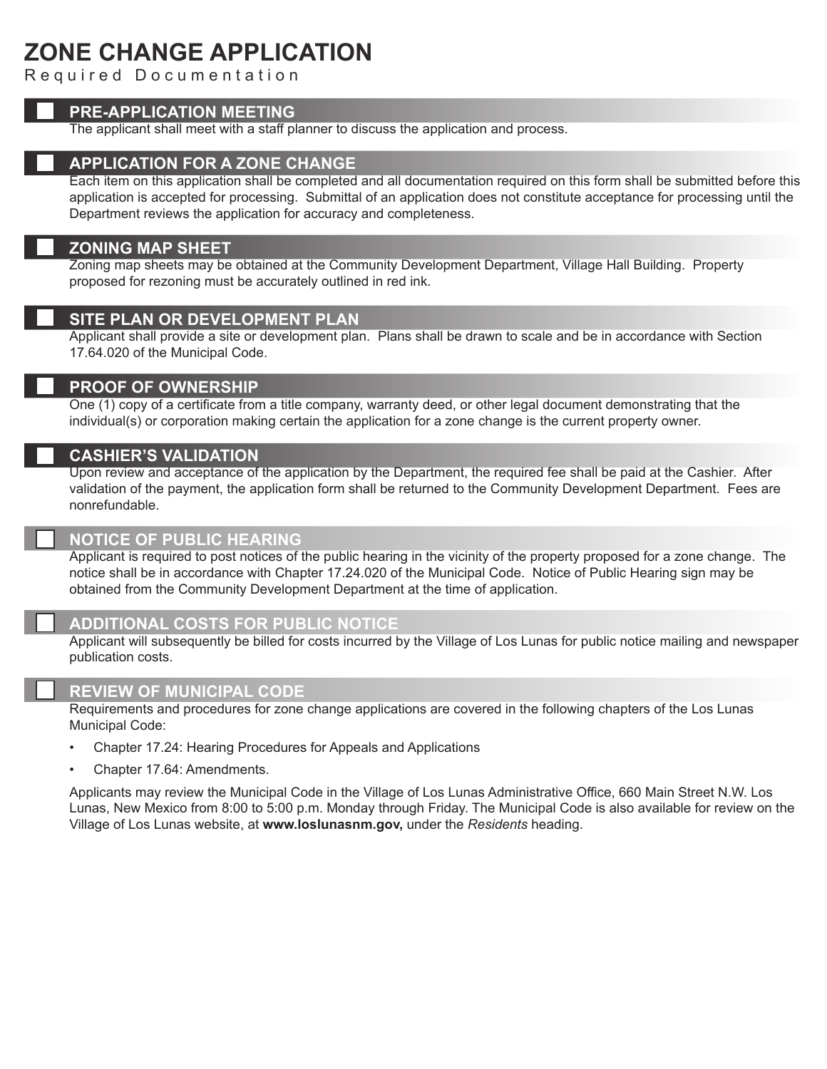# ZONE CHANGE APPLICATION

Required Documentation

- [ ] **PRE-APPLICATION MEETING**

The applicant shall meet with a staff planner to discuss the application and process.

- [ ] **APPLICATION FOR A ZONE CHANGE**

Each item on this application shall be completed and all documentation required on this form shall be submitted before this application is accepted for processing. Submittal of an application does not constitute acceptance for processing until the Department reviews the application for accuracy and completeness.

- [ ] **ZONING MAP SHEET**

Zoning map sheets may be obtained at the Community Development Department, Village Hall Building. Property proposed for rezoning must be accurately outlined in red ink.

- [ ] **SITE PLAN OR DEVELOPMENT PLAN**

Applicant shall provide a site or development plan. Plans shall be drawn to scale and be in accordance with Section 17.64.020 of the Municipal Code.

- [ ] **PROOF OF OWNERSHIP**

One (1) copy of a certificate from a title company, warranty deed, or other legal document demonstrating that the individual(s) or corporation making certain the application for a zone change is the current property owner.

- [ ] **CASHIER'S VALIDATION**

Upon review and acceptance of the application by the Department, the required fee shall be paid at the Cashier. After validation of the payment, the application form shall be returned to the Community Development Department. Fees are nonrefundable.

- [ ] **NOTICE OF PUBLIC HEARING**

Applicant is required to post notices of the public hearing in the vicinity of the property proposed for a zone change. The notice shall be in accordance with Chapter 17.24.020 of the Municipal Code. Notice of Public Hearing sign may be obtained from the Community Development Department at the time of application.

- [ ] **ADDITIONAL COSTS FOR PUBLIC NOTICE**

Applicant will subsequently be billed for costs incurred by the Village of Los Lunas for public notice mailing and newspaper publication costs.

- [ ] **REVIEW OF MUNICIPAL CODE**

Requirements and procedures for zone change applications are covered in the following chapters of the Los Lunas Municipal Code:

- Chapter 17.24: Hearing Procedures for Appeals and Applications
- Chapter 17.64: Amendments.

Applicants may review the Municipal Code in the Village of Los Lunas Administrative Office, 660 Main Street N.W. Los Lunas, New Mexico from 8:00 to 5:00 p.m. Monday through Friday. The Municipal Code is also available for review on the Village of Los Lunas website, at **www.loslunasnm.gov,** under the *Residents* heading.